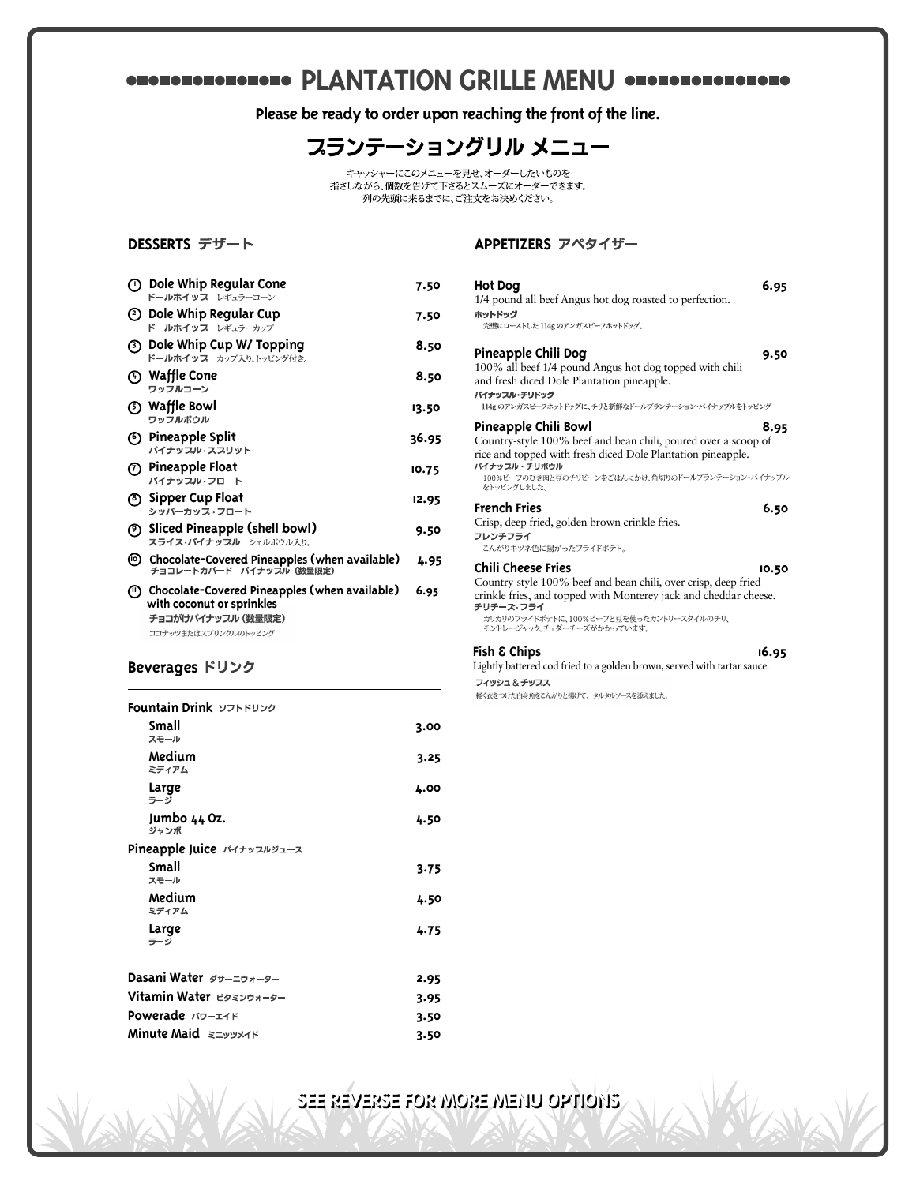# PLANTATION GRILLE MENU

**Please be ready to order upon reaching the front of the line.**

# プランテーショングリル メニュー

キャッシャーにこのメニューを見せ、オーダーしたいものを
指さしながら、個数を告げて下さるとスムーズにオーダーできます。
列の先頭に来るまでに、ご注文をお決めください。

## DESSERTS デザート

| Item | Price |
|---|---|
| ① **Dole Whip Regular Cone** ドールホイップ レギュラーコーン | 7.50 |
| ② **Dole Whip Regular Cup** ドールホイップ レギュラーカップ | 7.50 |
| ③ **Dole Whip Cup W/ Topping** ドールホイップ カップ入り、トッピング付き。 | 8.50 |
| ④ **Waffle Cone** ワッフルコーン | 8.50 |
| ⑤ **Waffle Bowl** ワッフルボウル | 13.50 |
| ⑥ **Pineapple Split** パイナップル・スプリット | 36.95 |
| ⑦ **Pineapple Float** パイナップル・フロート | 10.75 |
| ⑧ **Sipper Cup Float** シッパーカップ・フロート | 12.95 |
| ⑨ **Sliced Pineapple (shell bowl)** スライス・パイナップル シェルボウル入り。 | 9.50 |
| ⑩ **Chocolate-Covered Pineapples (when available)** チョコレートカバード パイナップル（数量限定） | 4.95 |
| ⑪ **Chocolate-Covered Pineapples (when available) with coconut or sprinkles** チョコがけパイナップル（数量限定） ココナッツまたはスプリンクルのトッピング | 6.95 |

## Beverages ドリンク

| Item | Price |
|---|---|
| **Fountain Drink** ソフトドリンク | |
| Small スモール | 3.00 |
| Medium ミディアム | 3.25 |
| Large ラージ | 4.00 |
| Jumbo 44 Oz. ジャンボ | 4.50 |
| **Pineapple Juice** パイナップルジュース | |
| Small スモール | 3.75 |
| Medium ミディアム | 4.50 |
| Large ラージ | 4.75 |
| **Dasani Water** ダサーニウォーター | 2.95 |
| **Vitamin Water** ビタミンウォーター | 3.95 |
| **Powerade** パワーエイド | 3.50 |
| **Minute Maid** ミニッツメイド | 3.50 |

## APPETIZERS アペタイザー

**Hot Dog** — 6.95
1/4 pound all beef Angus hot dog roasted to perfection.
ホットドッグ
完璧にローストした 114g のアンガスビーフホットドッグ。

**Pineapple Chili Dog** — 9.50
100% all beef 1/4 pound Angus hot dog topped with chili and fresh diced Dole Plantation pineapple.
パイナップル・チリドッグ
114g のアンガスビーフホットドッグに、チリと新鮮なドールプランテーション・パイナップルをトッピング

**Pineapple Chili Bowl** — 8.95
Country-style 100% beef and bean chili, poured over a scoop of rice and topped with fresh diced Dole Plantation pineapple.
パイナップル・チリボウル
100%ビーフのひき肉と豆のチリビーンをごはんにかけ、角切りのドールプランテーション・パイナップルをトッピングしました。

**French Fries** — 6.50
Crisp, deep fried, golden brown crinkle fries.
フレンチフライ
こんがりキツネ色に揚がったフライドポテト。

**Chili Cheese Fries** — 10.50
Country-style 100% beef and bean chili, over crisp, deep fried crinkle fries, and topped with Monterey jack and cheddar cheese.
チリチーズ・フライ
カリカリのフライドポテトに、100%ビーフと豆を使ったカントリースタイルのチリ、モントレージャック、チェダーチーズがかかっています。

**Fish & Chips** — 16.95
Lightly battered cod fried to a golden brown, served with tartar sauce.
フィッシュ＆チップス
軽く衣をつけた白身魚をこんがりと揚げて、タルタルソースを添えました。

**SEE REVERSE FOR MORE MENU OPTIONS**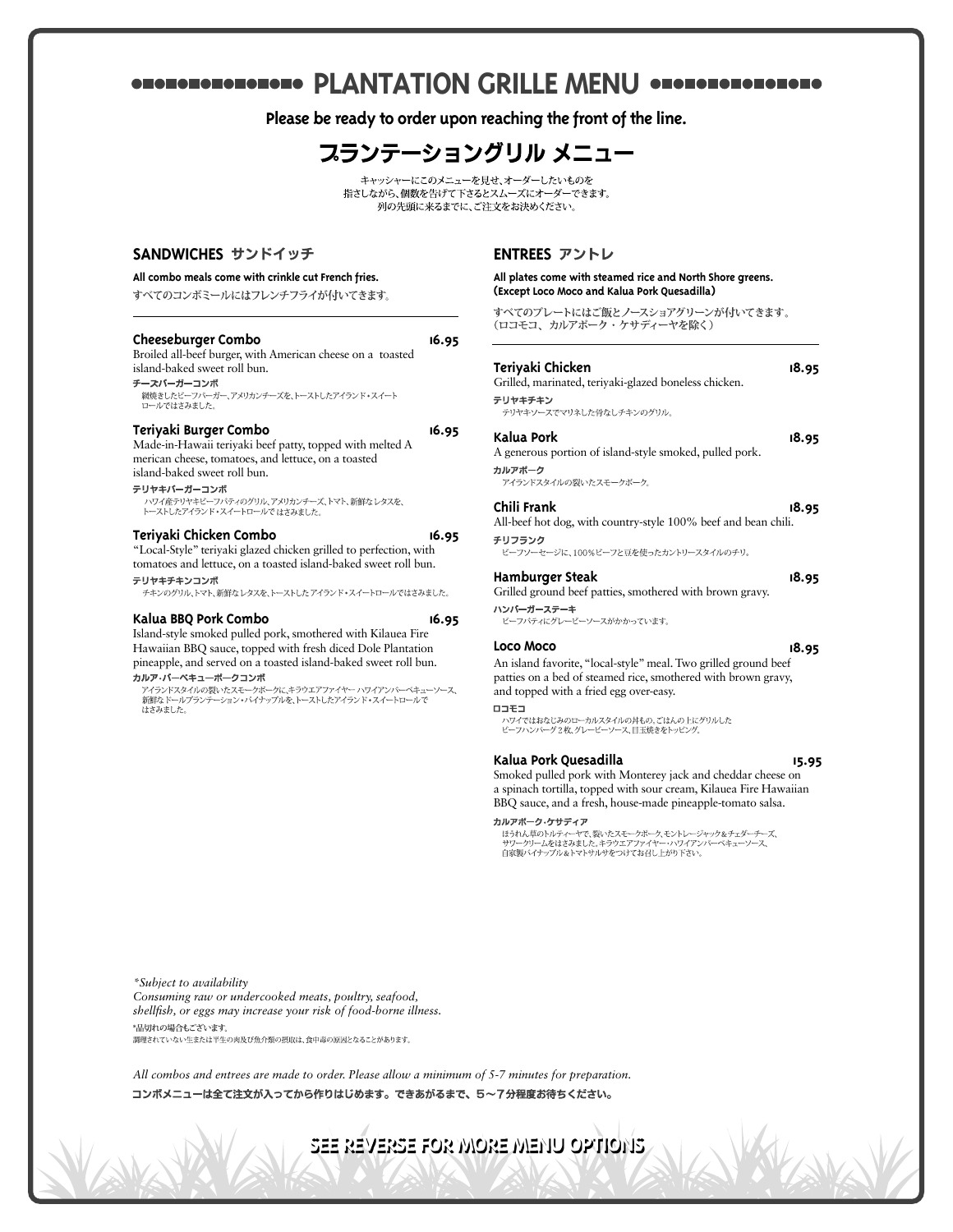# PLANTATION GRILLE MENU

**Please be ready to order upon reaching the front of the line.**

# プランテーショングリル メニュー

キャッシャーにこのメニューを見せ、オーダーしたいものを
指さしながら、個数を告げて下さるとスムーズにオーダーできます。
列の先頭に来るまでに、ご注文をお決めください。

## SANDWICHES サンドイッチ

**All combo meals come with crinkle cut French fries.**

すべてのコンボミールにはフレンチフライが付いてきます。

**Cheeseburger Combo** 16.95

Broiled all-beef burger, with American cheese on a toasted island-baked sweet roll bun.

**チーズバーガーコンボ**

網焼きしたビーフバーガー、アメリカンチーズを、トーストしたアイランド・スイートロールではさみました。

**Teriyaki Burger Combo** 16.95

Made-in-Hawaii teriyaki beef patty, topped with melted A merican cheese, tomatoes, and lettuce, on a toasted island-baked sweet roll bun.

**テリヤキバーガーコンボ**

ハワイ産テリヤキビーフパティのグリル、アメリカンチーズ、トマト、新鮮なレタスを、トーストしたアイランド・スイートロールではさみました。

**Teriyaki Chicken Combo** 16.95

"Local-Style" teriyaki glazed chicken grilled to perfection, with tomatoes and lettuce, on a toasted island-baked sweet roll bun.

**テリヤキチキンコンボ**

チキンのグリル、トマト、新鮮なレタスを、トーストしたアイランド・スイートロールではさみました。

**Kalua BBQ Pork Combo** 16.95

Island-style smoked pulled pork, smothered with Kilauea Fire Hawaiian BBQ sauce, topped with fresh diced Dole Plantation pineapple, and served on a toasted island-baked sweet roll bun.

**カルア・バーベキューポークコンボ**

アイランドスタイルの裂いたスモークポークに、キラウエアファイヤー ハワイアンバーベキューソース、新鮮なドールプランテーション・パイナップルを、トーストしたアイランド・スイートロールではさみました。

## ENTREES アントレ

**All plates come with steamed rice and North Shore greens. (Except Loco Moco and Kalua Pork Quesadilla)**

すべてのプレートにはご飯とノースショアグリーンが付いてきます。（ロコモコ、カルアポーク・ケサディーヤを除く）

**Teriyaki Chicken** 18.95

Grilled, marinated, teriyaki-glazed boneless chicken.

**テリヤキチキン**

テリヤキソースでマリネした骨なしチキンのグリル。

**Kalua Pork** 18.95

A generous portion of island-style smoked, pulled pork.

**カルアポーク**

アイランドスタイルの裂いたスモークポーク。

**Chili Frank** 18.95

All-beef hot dog, with country-style 100% beef and bean chili.

**チリフランク**

ビーフソーセージに、100%ビーフと豆を使ったカントリースタイルのチリ。

**Hamburger Steak** 18.95

Grilled ground beef patties, smothered with brown gravy.

**ハンバーガーステーキ**

ビーフパティにグレービーソースがかかっています。

**Loco Moco** 18.95

An island favorite, "local-style" meal. Two grilled ground beef patties on a bed of steamed rice, smothered with brown gravy, and topped with a fried egg over-easy.

**ロコモコ**

ハワイではおなじみのローカルスタイルの丼もの。ごはんの上にグリルしたビーフハンバーグ2枚、グレービーソース、目玉焼きをトッピング。

**Kalua Pork Quesadilla** 15.95

Smoked pulled pork with Monterey jack and cheddar cheese on a spinach tortilla, topped with sour cream, Kilauea Fire Hawaiian BBQ sauce, and a fresh, house-made pineapple-tomato salsa.

**カルアポーク・ケサディア**

ほうれん草のトルティーヤで、裂いたスモークポーク、モントレージャック&チェダーチーズ、サワークリームをはさみました。キラウエアファイヤー・ハワイアンバーベキューソース、自家製パイナップル&トマトサルサをつけてお召し上がり下さい。

*\*Subject to availability*
*Consuming raw or undercooked meats, poultry, seafood, shellfish, or eggs may increase your risk of food-borne illness.*

*品切れの場合もございます。
調理されていない生または半生の肉及び魚介類の摂取は、食中毒の原因となることがあります。

*All combos and entrees are made to order. Please allow a minimum of 5-7 minutes for preparation.*

**コンボメニューは全て注文が入ってから作りはじめます。できあがるまで、５〜７分程度お待ちください。**

**SEE REVERSE FOR MORE MENU OPTIONS**